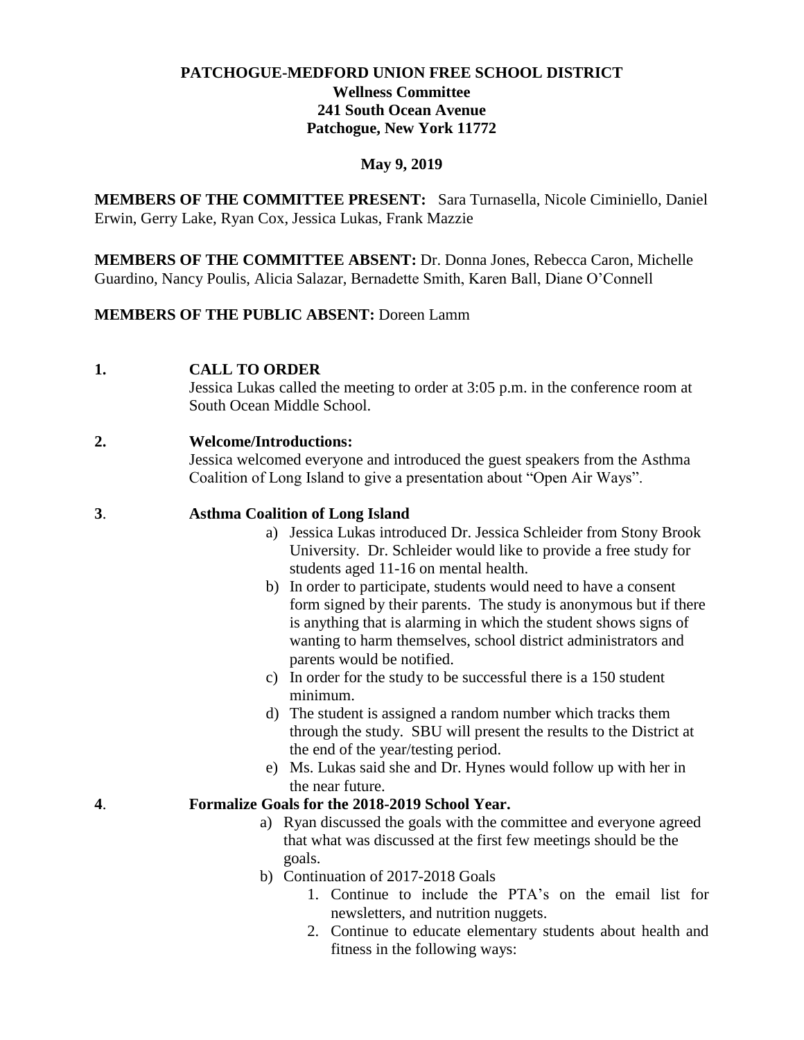**PATCHOGUE-MEDFORD UNION FREE SCHOOL DISTRICT**
**Wellness Committee**
**241 South Ocean Avenue**
**Patchogue, New York 11772**

**May 9, 2019**

**MEMBERS OF THE COMMITTEE PRESENT:** Sara Turnasella, Nicole Ciminiello, Daniel Erwin, Gerry Lake, Ryan Cox, Jessica Lukas, Frank Mazzie

**MEMBERS OF THE COMMITTEE ABSENT:** Dr. Donna Jones, Rebecca Caron, Michelle Guardino, Nancy Poulis, Alicia Salazar, Bernadette Smith, Karen Ball, Diane O'Connell

**MEMBERS OF THE PUBLIC ABSENT:** Doreen Lamm

**1. CALL TO ORDER**

Jessica Lukas called the meeting to order at 3:05 p.m. in the conference room at South Ocean Middle School.

**2. Welcome/Introductions:**

Jessica welcomed everyone and introduced the guest speakers from the Asthma Coalition of Long Island to give a presentation about "Open Air Ways".

**3. Asthma Coalition of Long Island**

a) Jessica Lukas introduced Dr. Jessica Schleider from Stony Brook University. Dr. Schleider would like to provide a free study for students aged 11-16 on mental health.

b) In order to participate, students would need to have a consent form signed by their parents. The study is anonymous but if there is anything that is alarming in which the student shows signs of wanting to harm themselves, school district administrators and parents would be notified.

c) In order for the study to be successful there is a 150 student minimum.

d) The student is assigned a random number which tracks them through the study. SBU will present the results to the District at the end of the year/testing period.

e) Ms. Lukas said she and Dr. Hynes would follow up with her in the near future.

**4. Formalize Goals for the 2018-2019 School Year.**

a) Ryan discussed the goals with the committee and everyone agreed that what was discussed at the first few meetings should be the goals.

b) Continuation of 2017-2018 Goals

1. Continue to include the PTA's on the email list for newsletters, and nutrition nuggets.
2. Continue to educate elementary students about health and fitness in the following ways: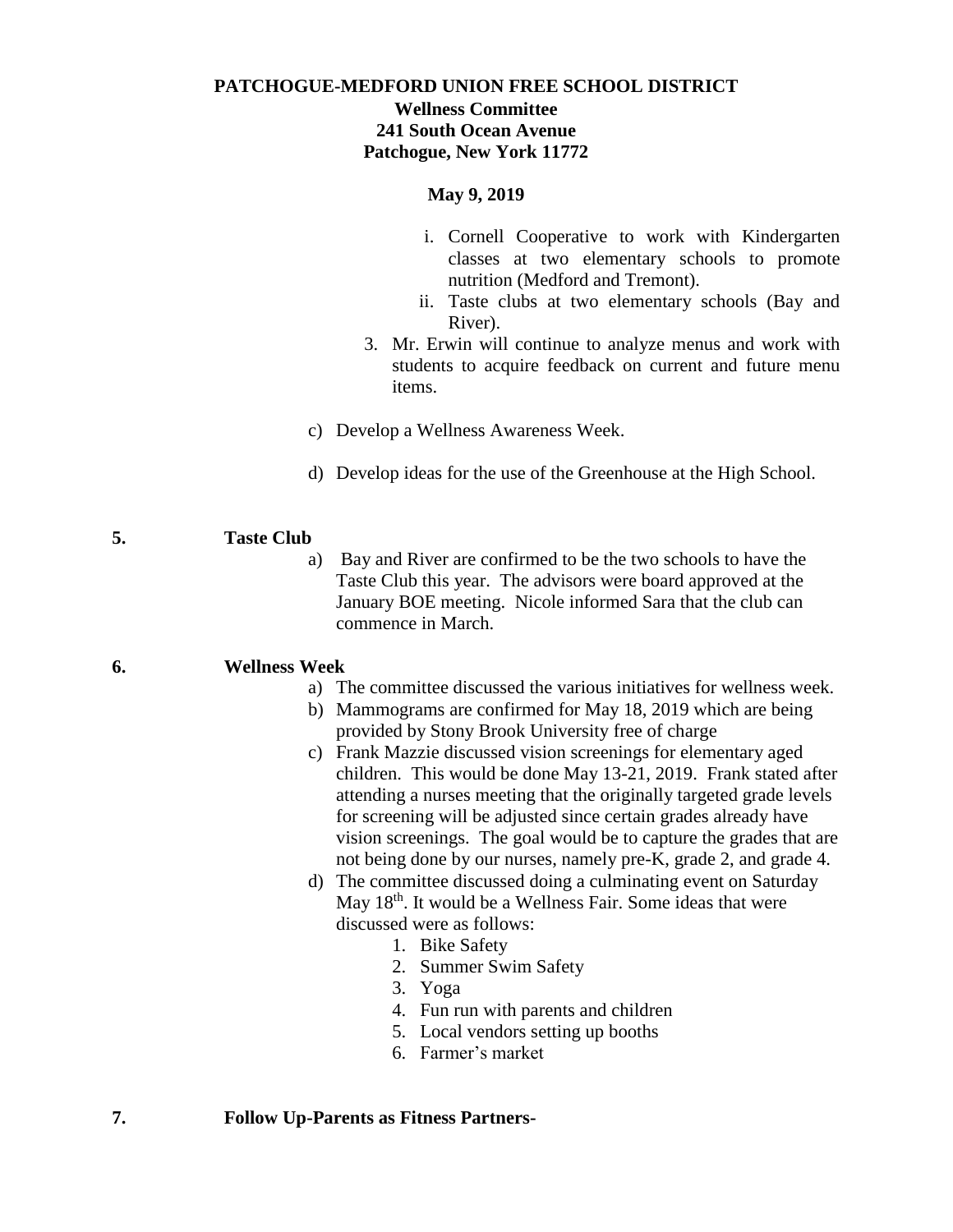**PATCHOGUE-MEDFORD UNION FREE SCHOOL DISTRICT**
**Wellness Committee**
**241 South Ocean Avenue**
**Patchogue, New York 11772**

**May 9, 2019**

i. Cornell Cooperative to work with Kindergarten classes at two elementary schools to promote nutrition (Medford and Tremont).

ii. Taste clubs at two elementary schools (Bay and River).

3. Mr. Erwin will continue to analyze menus and work with students to acquire feedback on current and future menu items.

c) Develop a Wellness Awareness Week.

d) Develop ideas for the use of the Greenhouse at the High School.

**5. Taste Club**

a) Bay and River are confirmed to be the two schools to have the Taste Club this year. The advisors were board approved at the January BOE meeting. Nicole informed Sara that the club can commence in March.

**6. Wellness Week**

a) The committee discussed the various initiatives for wellness week.

b) Mammograms are confirmed for May 18, 2019 which are being provided by Stony Brook University free of charge

c) Frank Mazzie discussed vision screenings for elementary aged children. This would be done May 13-21, 2019. Frank stated after attending a nurses meeting that the originally targeted grade levels for screening will be adjusted since certain grades already have vision screenings. The goal would be to capture the grades that are not being done by our nurses, namely pre-K, grade 2, and grade 4.

d) The committee discussed doing a culminating event on Saturday May 18th. It would be a Wellness Fair. Some ideas that were discussed were as follows:

1. Bike Safety
2. Summer Swim Safety
3. Yoga
4. Fun run with parents and children
5. Local vendors setting up booths
6. Farmer's market

**7. Follow Up-Parents as Fitness Partners-**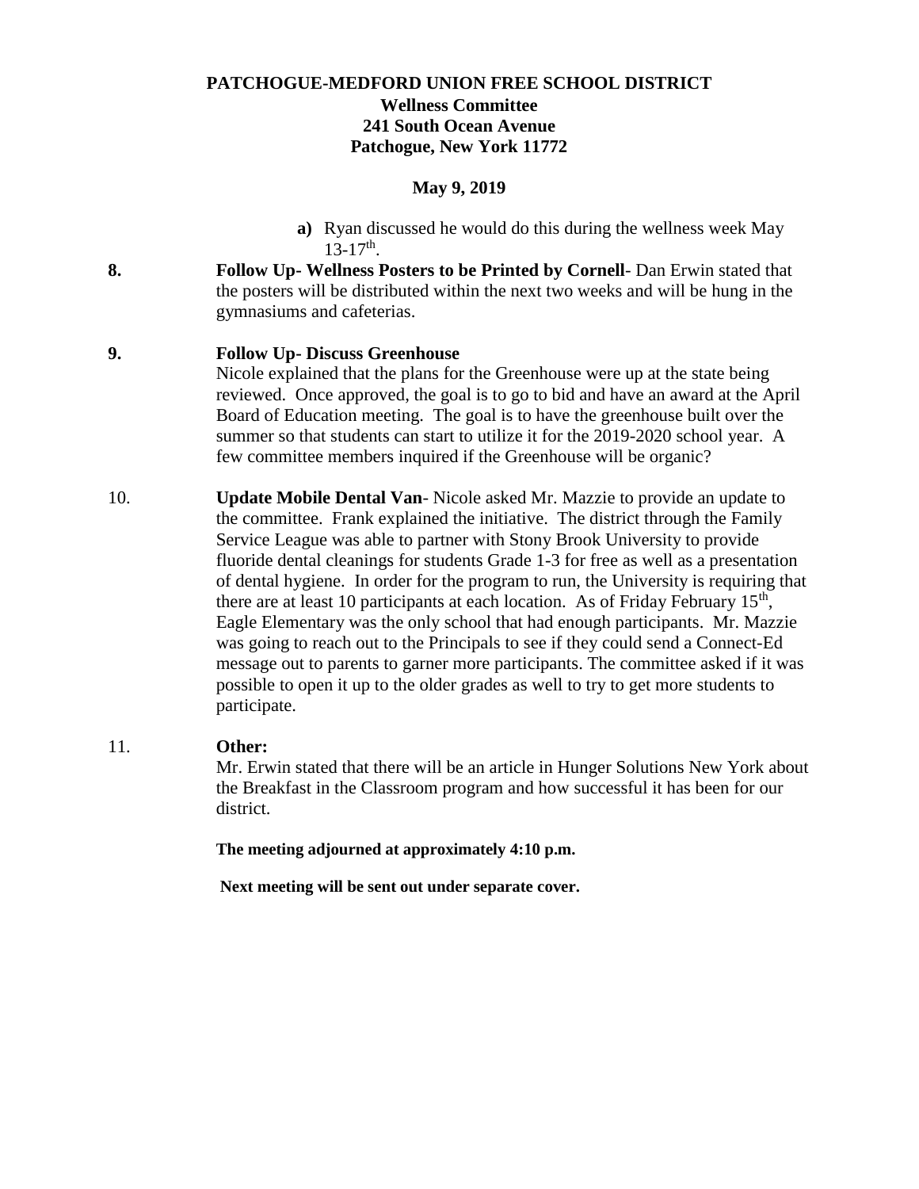**PATCHOGUE-MEDFORD UNION FREE SCHOOL DISTRICT**
**Wellness Committee**
**241 South Ocean Avenue**
**Patchogue, New York 11772**

**May 9, 2019**

**a)** Ryan discussed he would do this during the wellness week May 13-17th.

**8.** **Follow Up- Wellness Posters to be Printed by Cornell**- Dan Erwin stated that the posters will be distributed within the next two weeks and will be hung in the gymnasiums and cafeterias.

**9.** **Follow Up- Discuss Greenhouse**
Nicole explained that the plans for the Greenhouse were up at the state being reviewed. Once approved, the goal is to go to bid and have an award at the April Board of Education meeting. The goal is to have the greenhouse built over the summer so that students can start to utilize it for the 2019-2020 school year. A few committee members inquired if the Greenhouse will be organic?

10. **Update Mobile Dental Van**- Nicole asked Mr. Mazzie to provide an update to the committee. Frank explained the initiative. The district through the Family Service League was able to partner with Stony Brook University to provide fluoride dental cleanings for students Grade 1-3 for free as well as a presentation of dental hygiene. In order for the program to run, the University is requiring that there are at least 10 participants at each location. As of Friday February 15th, Eagle Elementary was the only school that had enough participants. Mr. Mazzie was going to reach out to the Principals to see if they could send a Connect-Ed message out to parents to garner more participants. The committee asked if it was possible to open it up to the older grades as well to try to get more students to participate.

11. **Other:**
Mr. Erwin stated that there will be an article in Hunger Solutions New York about the Breakfast in the Classroom program and how successful it has been for our district.

**The meeting adjourned at approximately 4:10 p.m.**

**Next meeting will be sent out under separate cover.**